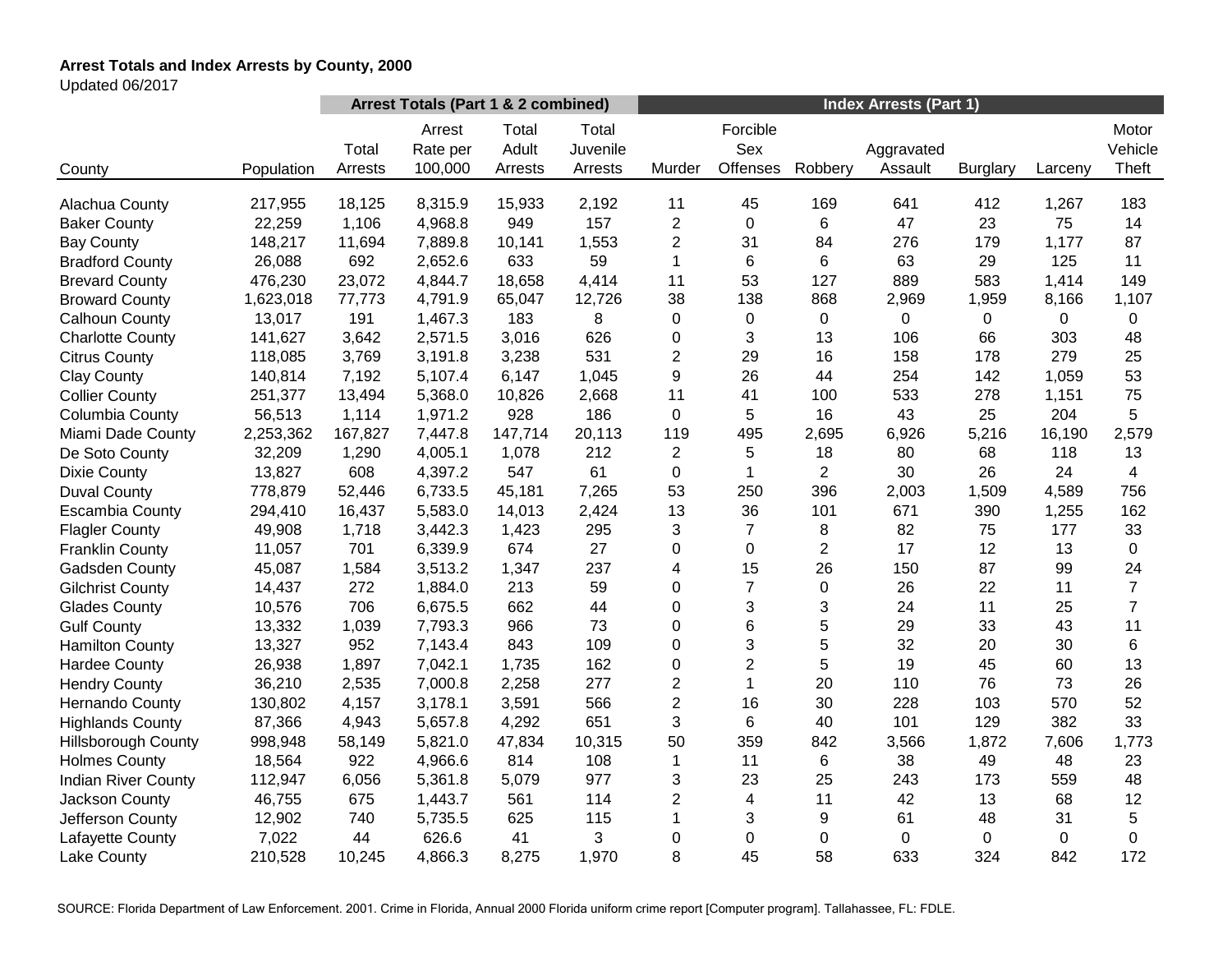**Arrest Totals and Index Arrests by County, 2000**

Updated 06/2017

| | | Arrest Totals (Part 1 & 2 combined) | | | | Index Arrests (Part 1) | | | | | | |
|---|---|---|---|---|---|---|---|---|---|---|---|---|
| County | Population | Total Arrests | Arrest Rate per 100,000 | Total Adult Arrests | Total Juvenile Arrests | Murder | Forcible Sex Offenses | Robbery | Aggravated Assault | Burglary | Larceny | Motor Vehicle Theft |
| Alachua County | 217,955 | 18,125 | 8,315.9 | 15,933 | 2,192 | 11 | 45 | 169 | 641 | 412 | 1,267 | 183 |
| Baker County | 22,259 | 1,106 | 4,968.8 | 949 | 157 | 2 | 0 | 6 | 47 | 23 | 75 | 14 |
| Bay County | 148,217 | 11,694 | 7,889.8 | 10,141 | 1,553 | 2 | 31 | 84 | 276 | 179 | 1,177 | 87 |
| Bradford County | 26,088 | 692 | 2,652.6 | 633 | 59 | 1 | 6 | 6 | 63 | 29 | 125 | 11 |
| Brevard County | 476,230 | 23,072 | 4,844.7 | 18,658 | 4,414 | 11 | 53 | 127 | 889 | 583 | 1,414 | 149 |
| Broward County | 1,623,018 | 77,773 | 4,791.9 | 65,047 | 12,726 | 38 | 138 | 868 | 2,969 | 1,959 | 8,166 | 1,107 |
| Calhoun County | 13,017 | 191 | 1,467.3 | 183 | 8 | 0 | 0 | 0 | 0 | 0 | 0 | 0 |
| Charlotte County | 141,627 | 3,642 | 2,571.5 | 3,016 | 626 | 0 | 3 | 13 | 106 | 66 | 303 | 48 |
| Citrus County | 118,085 | 3,769 | 3,191.8 | 3,238 | 531 | 2 | 29 | 16 | 158 | 178 | 279 | 25 |
| Clay County | 140,814 | 7,192 | 5,107.4 | 6,147 | 1,045 | 9 | 26 | 44 | 254 | 142 | 1,059 | 53 |
| Collier County | 251,377 | 13,494 | 5,368.0 | 10,826 | 2,668 | 11 | 41 | 100 | 533 | 278 | 1,151 | 75 |
| Columbia County | 56,513 | 1,114 | 1,971.2 | 928 | 186 | 0 | 5 | 16 | 43 | 25 | 204 | 5 |
| Miami Dade County | 2,253,362 | 167,827 | 7,447.8 | 147,714 | 20,113 | 119 | 495 | 2,695 | 6,926 | 5,216 | 16,190 | 2,579 |
| De Soto County | 32,209 | 1,290 | 4,005.1 | 1,078 | 212 | 2 | 5 | 18 | 80 | 68 | 118 | 13 |
| Dixie County | 13,827 | 608 | 4,397.2 | 547 | 61 | 0 | 1 | 2 | 30 | 26 | 24 | 4 |
| Duval County | 778,879 | 52,446 | 6,733.5 | 45,181 | 7,265 | 53 | 250 | 396 | 2,003 | 1,509 | 4,589 | 756 |
| Escambia County | 294,410 | 16,437 | 5,583.0 | 14,013 | 2,424 | 13 | 36 | 101 | 671 | 390 | 1,255 | 162 |
| Flagler County | 49,908 | 1,718 | 3,442.3 | 1,423 | 295 | 3 | 7 | 8 | 82 | 75 | 177 | 33 |
| Franklin County | 11,057 | 701 | 6,339.9 | 674 | 27 | 0 | 0 | 2 | 17 | 12 | 13 | 0 |
| Gadsden County | 45,087 | 1,584 | 3,513.2 | 1,347 | 237 | 4 | 15 | 26 | 150 | 87 | 99 | 24 |
| Gilchrist County | 14,437 | 272 | 1,884.0 | 213 | 59 | 0 | 7 | 0 | 26 | 22 | 11 | 7 |
| Glades County | 10,576 | 706 | 6,675.5 | 662 | 44 | 0 | 3 | 3 | 24 | 11 | 25 | 7 |
| Gulf County | 13,332 | 1,039 | 7,793.3 | 966 | 73 | 0 | 6 | 5 | 29 | 33 | 43 | 11 |
| Hamilton County | 13,327 | 952 | 7,143.4 | 843 | 109 | 0 | 3 | 5 | 32 | 20 | 30 | 6 |
| Hardee County | 26,938 | 1,897 | 7,042.1 | 1,735 | 162 | 0 | 2 | 5 | 19 | 45 | 60 | 13 |
| Hendry County | 36,210 | 2,535 | 7,000.8 | 2,258 | 277 | 2 | 1 | 20 | 110 | 76 | 73 | 26 |
| Hernando County | 130,802 | 4,157 | 3,178.1 | 3,591 | 566 | 2 | 16 | 30 | 228 | 103 | 570 | 52 |
| Highlands County | 87,366 | 4,943 | 5,657.8 | 4,292 | 651 | 3 | 6 | 40 | 101 | 129 | 382 | 33 |
| Hillsborough County | 998,948 | 58,149 | 5,821.0 | 47,834 | 10,315 | 50 | 359 | 842 | 3,566 | 1,872 | 7,606 | 1,773 |
| Holmes County | 18,564 | 922 | 4,966.6 | 814 | 108 | 1 | 11 | 6 | 38 | 49 | 48 | 23 |
| Indian River County | 112,947 | 6,056 | 5,361.8 | 5,079 | 977 | 3 | 23 | 25 | 243 | 173 | 559 | 48 |
| Jackson County | 46,755 | 675 | 1,443.7 | 561 | 114 | 2 | 4 | 11 | 42 | 13 | 68 | 12 |
| Jefferson County | 12,902 | 740 | 5,735.5 | 625 | 115 | 1 | 3 | 9 | 61 | 48 | 31 | 5 |
| Lafayette County | 7,022 | 44 | 626.6 | 41 | 3 | 0 | 0 | 0 | 0 | 0 | 0 | 0 |
| Lake County | 210,528 | 10,245 | 4,866.3 | 8,275 | 1,970 | 8 | 45 | 58 | 633 | 324 | 842 | 172 |

SOURCE: Florida Department of Law Enforcement. 2001. Crime in Florida, Annual 2000 Florida uniform crime report [Computer program]. Tallahassee, FL: FDLE.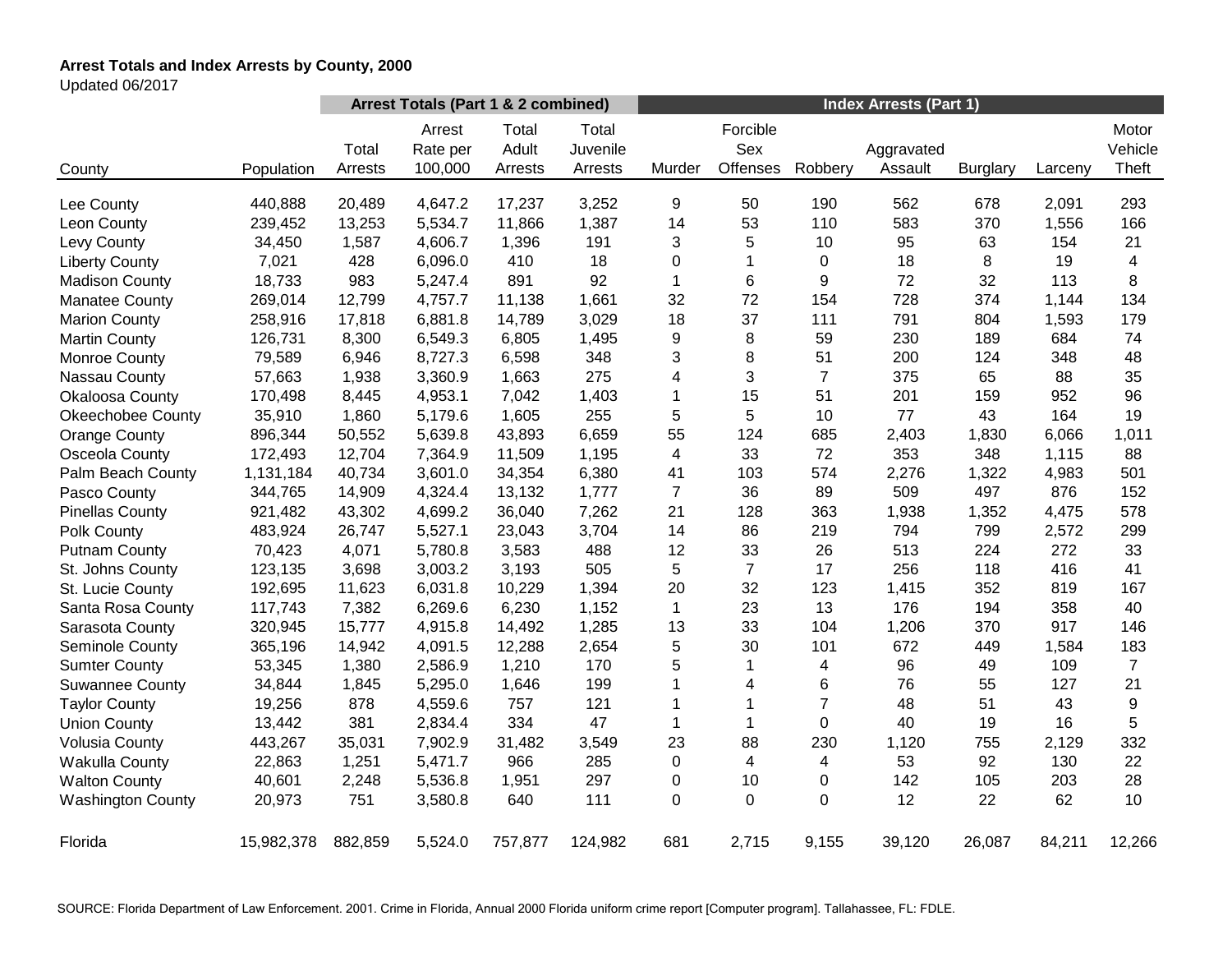**Arrest Totals and Index Arrests by County, 2000**

Updated 06/2017

| | | Arrest Totals (Part 1 & 2 combined) | | | | Index Arrests (Part 1) | | | | | | |
|---|---|---|---|---|---|---|---|---|---|---|---|---|
| County | Population | Total Arrests | Arrest Rate per 100,000 | Total Adult Arrests | Total Juvenile Arrests | Murder | Forcible Sex Offenses | Robbery | Aggravated Assault | Burglary | Larceny | Motor Vehicle Theft |
| Lee County | 440,888 | 20,489 | 4,647.2 | 17,237 | 3,252 | 9 | 50 | 190 | 562 | 678 | 2,091 | 293 |
| Leon County | 239,452 | 13,253 | 5,534.7 | 11,866 | 1,387 | 14 | 53 | 110 | 583 | 370 | 1,556 | 166 |
| Levy County | 34,450 | 1,587 | 4,606.7 | 1,396 | 191 | 3 | 5 | 10 | 95 | 63 | 154 | 21 |
| Liberty County | 7,021 | 428 | 6,096.0 | 410 | 18 | 0 | 1 | 0 | 18 | 8 | 19 | 4 |
| Madison County | 18,733 | 983 | 5,247.4 | 891 | 92 | 1 | 6 | 9 | 72 | 32 | 113 | 8 |
| Manatee County | 269,014 | 12,799 | 4,757.7 | 11,138 | 1,661 | 32 | 72 | 154 | 728 | 374 | 1,144 | 134 |
| Marion County | 258,916 | 17,818 | 6,881.8 | 14,789 | 3,029 | 18 | 37 | 111 | 791 | 804 | 1,593 | 179 |
| Martin County | 126,731 | 8,300 | 6,549.3 | 6,805 | 1,495 | 9 | 8 | 59 | 230 | 189 | 684 | 74 |
| Monroe County | 79,589 | 6,946 | 8,727.3 | 6,598 | 348 | 3 | 8 | 51 | 200 | 124 | 348 | 48 |
| Nassau County | 57,663 | 1,938 | 3,360.9 | 1,663 | 275 | 4 | 3 | 7 | 375 | 65 | 88 | 35 |
| Okaloosa County | 170,498 | 8,445 | 4,953.1 | 7,042 | 1,403 | 1 | 15 | 51 | 201 | 159 | 952 | 96 |
| Okeechobee County | 35,910 | 1,860 | 5,179.6 | 1,605 | 255 | 5 | 5 | 10 | 77 | 43 | 164 | 19 |
| Orange County | 896,344 | 50,552 | 5,639.8 | 43,893 | 6,659 | 55 | 124 | 685 | 2,403 | 1,830 | 6,066 | 1,011 |
| Osceola County | 172,493 | 12,704 | 7,364.9 | 11,509 | 1,195 | 4 | 33 | 72 | 353 | 348 | 1,115 | 88 |
| Palm Beach County | 1,131,184 | 40,734 | 3,601.0 | 34,354 | 6,380 | 41 | 103 | 574 | 2,276 | 1,322 | 4,983 | 501 |
| Pasco County | 344,765 | 14,909 | 4,324.4 | 13,132 | 1,777 | 7 | 36 | 89 | 509 | 497 | 876 | 152 |
| Pinellas County | 921,482 | 43,302 | 4,699.2 | 36,040 | 7,262 | 21 | 128 | 363 | 1,938 | 1,352 | 4,475 | 578 |
| Polk County | 483,924 | 26,747 | 5,527.1 | 23,043 | 3,704 | 14 | 86 | 219 | 794 | 799 | 2,572 | 299 |
| Putnam County | 70,423 | 4,071 | 5,780.8 | 3,583 | 488 | 12 | 33 | 26 | 513 | 224 | 272 | 33 |
| St. Johns County | 123,135 | 3,698 | 3,003.2 | 3,193 | 505 | 5 | 7 | 17 | 256 | 118 | 416 | 41 |
| St. Lucie County | 192,695 | 11,623 | 6,031.8 | 10,229 | 1,394 | 20 | 32 | 123 | 1,415 | 352 | 819 | 167 |
| Santa Rosa County | 117,743 | 7,382 | 6,269.6 | 6,230 | 1,152 | 1 | 23 | 13 | 176 | 194 | 358 | 40 |
| Sarasota County | 320,945 | 15,777 | 4,915.8 | 14,492 | 1,285 | 13 | 33 | 104 | 1,206 | 370 | 917 | 146 |
| Seminole County | 365,196 | 14,942 | 4,091.5 | 12,288 | 2,654 | 5 | 30 | 101 | 672 | 449 | 1,584 | 183 |
| Sumter County | 53,345 | 1,380 | 2,586.9 | 1,210 | 170 | 5 | 1 | 4 | 96 | 49 | 109 | 7 |
| Suwannee County | 34,844 | 1,845 | 5,295.0 | 1,646 | 199 | 1 | 4 | 6 | 76 | 55 | 127 | 21 |
| Taylor County | 19,256 | 878 | 4,559.6 | 757 | 121 | 1 | 1 | 7 | 48 | 51 | 43 | 9 |
| Union County | 13,442 | 381 | 2,834.4 | 334 | 47 | 1 | 1 | 0 | 40 | 19 | 16 | 5 |
| Volusia County | 443,267 | 35,031 | 7,902.9 | 31,482 | 3,549 | 23 | 88 | 230 | 1,120 | 755 | 2,129 | 332 |
| Wakulla County | 22,863 | 1,251 | 5,471.7 | 966 | 285 | 0 | 4 | 4 | 53 | 92 | 130 | 22 |
| Walton County | 40,601 | 2,248 | 5,536.8 | 1,951 | 297 | 0 | 10 | 0 | 142 | 105 | 203 | 28 |
| Washington County | 20,973 | 751 | 3,580.8 | 640 | 111 | 0 | 0 | 0 | 12 | 22 | 62 | 10 |
| Florida | 15,982,378 | 882,859 | 5,524.0 | 757,877 | 124,982 | 681 | 2,715 | 9,155 | 39,120 | 26,087 | 84,211 | 12,266 |

SOURCE: Florida Department of Law Enforcement. 2001. Crime in Florida, Annual 2000 Florida uniform crime report [Computer program]. Tallahassee, FL: FDLE.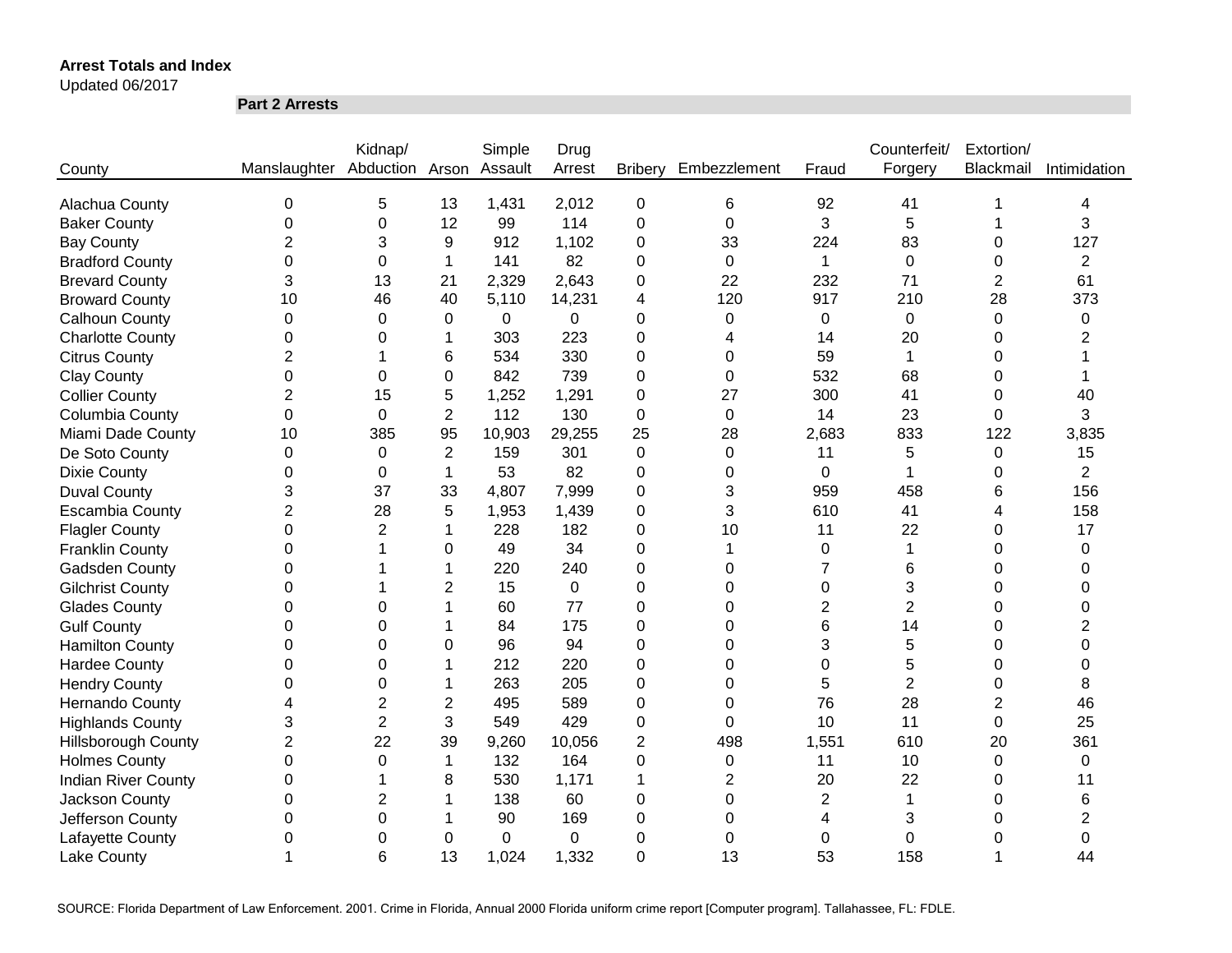**Arrest Totals and Index**

Updated 06/2017

| County | Part 2 Arrests | | | | | | | | | | |
|---|---|---|---|---|---|---|---|---|---|---|---|
| | Manslaughter | Kidnap/ Abduction | Arson | Simple Assault | Drug Arrest | Bribery | Embezzlement | Fraud | Counterfeit/ Forgery | Extortion/ Blackmail | Intimidation |
| Alachua County | 0 | 5 | 13 | 1,431 | 2,012 | 0 | 6 | 92 | 41 | 1 | 4 |
| Baker County | 0 | 0 | 12 | 99 | 114 | 0 | 0 | 3 | 5 | 1 | 3 |
| Bay County | 2 | 3 | 9 | 912 | 1,102 | 0 | 33 | 224 | 83 | 0 | 127 |
| Bradford County | 0 | 0 | 1 | 141 | 82 | 0 | 0 | 1 | 0 | 0 | 2 |
| Brevard County | 3 | 13 | 21 | 2,329 | 2,643 | 0 | 22 | 232 | 71 | 2 | 61 |
| Broward County | 10 | 46 | 40 | 5,110 | 14,231 | 4 | 120 | 917 | 210 | 28 | 373 |
| Calhoun County | 0 | 0 | 0 | 0 | 0 | 0 | 0 | 0 | 0 | 0 | 0 |
| Charlotte County | 0 | 0 | 1 | 303 | 223 | 0 | 4 | 14 | 20 | 0 | 2 |
| Citrus County | 2 | 1 | 6 | 534 | 330 | 0 | 0 | 59 | 1 | 0 | 1 |
| Clay County | 0 | 0 | 0 | 842 | 739 | 0 | 0 | 532 | 68 | 0 | 1 |
| Collier County | 2 | 15 | 5 | 1,252 | 1,291 | 0 | 27 | 300 | 41 | 0 | 40 |
| Columbia County | 0 | 0 | 2 | 112 | 130 | 0 | 0 | 14 | 23 | 0 | 3 |
| Miami Dade County | 10 | 385 | 95 | 10,903 | 29,255 | 25 | 28 | 2,683 | 833 | 122 | 3,835 |
| De Soto County | 0 | 0 | 2 | 159 | 301 | 0 | 0 | 11 | 5 | 0 | 15 |
| Dixie County | 0 | 0 | 1 | 53 | 82 | 0 | 0 | 0 | 1 | 0 | 2 |
| Duval County | 3 | 37 | 33 | 4,807 | 7,999 | 0 | 3 | 959 | 458 | 6 | 156 |
| Escambia County | 2 | 28 | 5 | 1,953 | 1,439 | 0 | 3 | 610 | 41 | 4 | 158 |
| Flagler County | 0 | 2 | 1 | 228 | 182 | 0 | 10 | 11 | 22 | 0 | 17 |
| Franklin County | 0 | 1 | 0 | 49 | 34 | 0 | 1 | 0 | 1 | 0 | 0 |
| Gadsden County | 0 | 1 | 1 | 220 | 240 | 0 | 0 | 7 | 6 | 0 | 0 |
| Gilchrist County | 0 | 1 | 2 | 15 | 0 | 0 | 0 | 0 | 3 | 0 | 0 |
| Glades County | 0 | 0 | 1 | 60 | 77 | 0 | 0 | 2 | 2 | 0 | 0 |
| Gulf County | 0 | 0 | 1 | 84 | 175 | 0 | 0 | 6 | 14 | 0 | 2 |
| Hamilton County | 0 | 0 | 0 | 96 | 94 | 0 | 0 | 3 | 5 | 0 | 0 |
| Hardee County | 0 | 0 | 1 | 212 | 220 | 0 | 0 | 0 | 5 | 0 | 0 |
| Hendry County | 0 | 0 | 1 | 263 | 205 | 0 | 0 | 5 | 2 | 0 | 8 |
| Hernando County | 4 | 2 | 2 | 495 | 589 | 0 | 0 | 76 | 28 | 2 | 46 |
| Highlands County | 3 | 2 | 3 | 549 | 429 | 0 | 0 | 10 | 11 | 0 | 25 |
| Hillsborough County | 2 | 22 | 39 | 9,260 | 10,056 | 2 | 498 | 1,551 | 610 | 20 | 361 |
| Holmes County | 0 | 0 | 1 | 132 | 164 | 0 | 0 | 11 | 10 | 0 | 0 |
| Indian River County | 0 | 1 | 8 | 530 | 1,171 | 1 | 2 | 20 | 22 | 0 | 11 |
| Jackson County | 0 | 2 | 1 | 138 | 60 | 0 | 0 | 2 | 1 | 0 | 6 |
| Jefferson County | 0 | 0 | 1 | 90 | 169 | 0 | 0 | 4 | 3 | 0 | 2 |
| Lafayette County | 0 | 0 | 0 | 0 | 0 | 0 | 0 | 0 | 0 | 0 | 0 |
| Lake County | 1 | 6 | 13 | 1,024 | 1,332 | 0 | 13 | 53 | 158 | 1 | 44 |

SOURCE: Florida Department of Law Enforcement. 2001. Crime in Florida, Annual 2000 Florida uniform crime report [Computer program]. Tallahassee, FL: FDLE.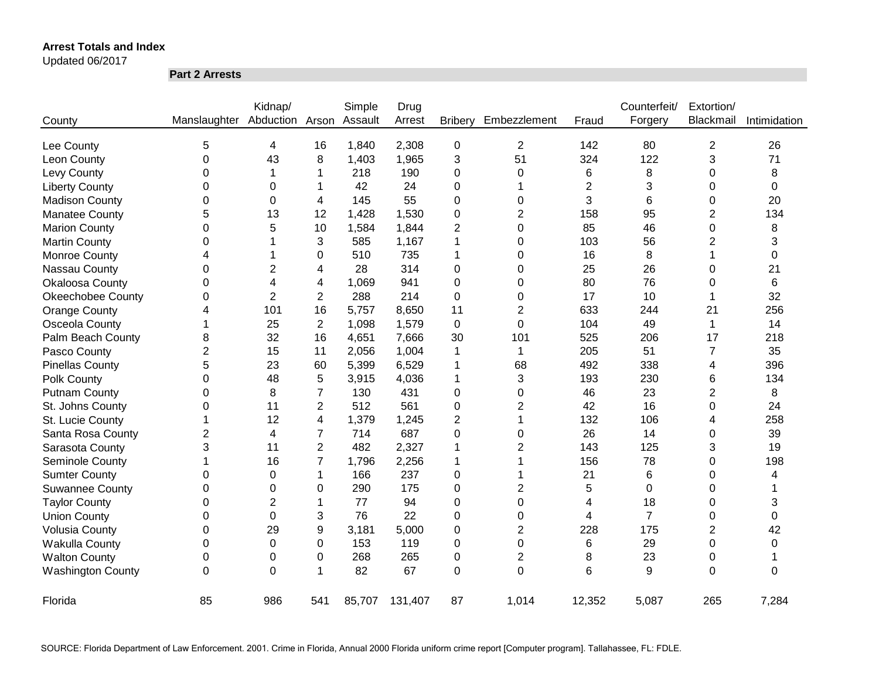**Arrest Totals and Index**

Updated 06/2017

**Part 2 Arrests**

| County | Manslaughter | Kidnap/ Abduction | Arson | Simple Assault | Drug Arrest | Bribery | Embezzlement | Fraud | Counterfeit/ Forgery | Extortion/ Blackmail | Intimidation |
|---|---|---|---|---|---|---|---|---|---|---|---|
| Lee County | 5 | 4 | 16 | 1,840 | 2,308 | 0 | 2 | 142 | 80 | 2 | 26 |
| Leon County | 0 | 43 | 8 | 1,403 | 1,965 | 3 | 51 | 324 | 122 | 3 | 71 |
| Levy County | 0 | 1 | 1 | 218 | 190 | 0 | 0 | 6 | 8 | 0 | 8 |
| Liberty County | 0 | 0 | 1 | 42 | 24 | 0 | 1 | 2 | 3 | 0 | 0 |
| Madison County | 0 | 0 | 4 | 145 | 55 | 0 | 0 | 3 | 6 | 0 | 20 |
| Manatee County | 5 | 13 | 12 | 1,428 | 1,530 | 0 | 2 | 158 | 95 | 2 | 134 |
| Marion County | 0 | 5 | 10 | 1,584 | 1,844 | 2 | 0 | 85 | 46 | 0 | 8 |
| Martin County | 0 | 1 | 3 | 585 | 1,167 | 1 | 0 | 103 | 56 | 2 | 3 |
| Monroe County | 4 | 1 | 0 | 510 | 735 | 1 | 0 | 16 | 8 | 1 | 0 |
| Nassau County | 0 | 2 | 4 | 28 | 314 | 0 | 0 | 25 | 26 | 0 | 21 |
| Okaloosa County | 0 | 4 | 4 | 1,069 | 941 | 0 | 0 | 80 | 76 | 0 | 6 |
| Okeechobee County | 0 | 2 | 2 | 288 | 214 | 0 | 0 | 17 | 10 | 1 | 32 |
| Orange County | 4 | 101 | 16 | 5,757 | 8,650 | 11 | 2 | 633 | 244 | 21 | 256 |
| Osceola County | 1 | 25 | 2 | 1,098 | 1,579 | 0 | 0 | 104 | 49 | 1 | 14 |
| Palm Beach County | 8 | 32 | 16 | 4,651 | 7,666 | 30 | 101 | 525 | 206 | 17 | 218 |
| Pasco County | 2 | 15 | 11 | 2,056 | 1,004 | 1 | 1 | 205 | 51 | 7 | 35 |
| Pinellas County | 5 | 23 | 60 | 5,399 | 6,529 | 1 | 68 | 492 | 338 | 4 | 396 |
| Polk County | 0 | 48 | 5 | 3,915 | 4,036 | 1 | 3 | 193 | 230 | 6 | 134 |
| Putnam County | 0 | 8 | 7 | 130 | 431 | 0 | 0 | 46 | 23 | 2 | 8 |
| St. Johns County | 0 | 11 | 2 | 512 | 561 | 0 | 2 | 42 | 16 | 0 | 24 |
| St. Lucie County | 1 | 12 | 4 | 1,379 | 1,245 | 2 | 1 | 132 | 106 | 4 | 258 |
| Santa Rosa County | 2 | 4 | 7 | 714 | 687 | 0 | 0 | 26 | 14 | 0 | 39 |
| Sarasota County | 3 | 11 | 2 | 482 | 2,327 | 1 | 2 | 143 | 125 | 3 | 19 |
| Seminole County | 1 | 16 | 7 | 1,796 | 2,256 | 1 | 1 | 156 | 78 | 0 | 198 |
| Sumter County | 0 | 0 | 1 | 166 | 237 | 0 | 1 | 21 | 6 | 0 | 4 |
| Suwannee County | 0 | 0 | 0 | 290 | 175 | 0 | 2 | 5 | 0 | 0 | 1 |
| Taylor County | 0 | 2 | 1 | 77 | 94 | 0 | 0 | 4 | 18 | 0 | 3 |
| Union County | 0 | 0 | 3 | 76 | 22 | 0 | 0 | 4 | 7 | 0 | 0 |
| Volusia County | 0 | 29 | 9 | 3,181 | 5,000 | 0 | 2 | 228 | 175 | 2 | 42 |
| Wakulla County | 0 | 0 | 0 | 153 | 119 | 0 | 0 | 6 | 29 | 0 | 0 |
| Walton County | 0 | 0 | 0 | 268 | 265 | 0 | 2 | 8 | 23 | 0 | 1 |
| Washington County | 0 | 0 | 1 | 82 | 67 | 0 | 0 | 6 | 9 | 0 | 0 |
| Florida | 85 | 986 | 541 | 85,707 | 131,407 | 87 | 1,014 | 12,352 | 5,087 | 265 | 7,284 |

SOURCE: Florida Department of Law Enforcement. 2001. Crime in Florida, Annual 2000 Florida uniform crime report [Computer program]. Tallahassee, FL: FDLE.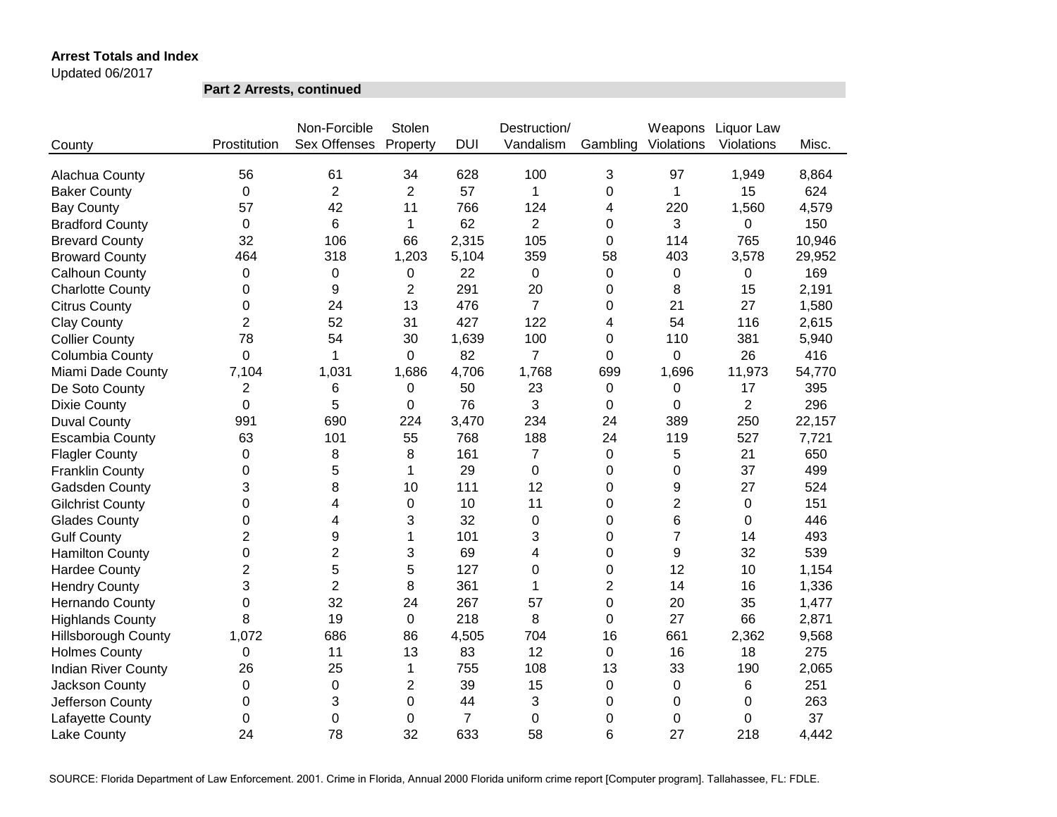**Arrest Totals and Index**
Updated 06/2017

**Part 2 Arrests, continued**

| County | Prostitution | Non-Forcible Sex Offenses | Stolen Property | DUI | Destruction/ Vandalism | Gambling | Weapons Violations | Liquor Law Violations | Misc. |
|---|---|---|---|---|---|---|---|---|---|
| Alachua County | 56 | 61 | 34 | 628 | 100 | 3 | 97 | 1,949 | 8,864 |
| Baker County | 0 | 2 | 2 | 57 | 1 | 0 | 1 | 15 | 624 |
| Bay County | 57 | 42 | 11 | 766 | 124 | 4 | 220 | 1,560 | 4,579 |
| Bradford County | 0 | 6 | 1 | 62 | 2 | 0 | 3 | 0 | 150 |
| Brevard County | 32 | 106 | 66 | 2,315 | 105 | 0 | 114 | 765 | 10,946 |
| Broward County | 464 | 318 | 1,203 | 5,104 | 359 | 58 | 403 | 3,578 | 29,952 |
| Calhoun County | 0 | 0 | 0 | 22 | 0 | 0 | 0 | 0 | 169 |
| Charlotte County | 0 | 9 | 2 | 291 | 20 | 0 | 8 | 15 | 2,191 |
| Citrus County | 0 | 24 | 13 | 476 | 7 | 0 | 21 | 27 | 1,580 |
| Clay County | 2 | 52 | 31 | 427 | 122 | 4 | 54 | 116 | 2,615 |
| Collier County | 78 | 54 | 30 | 1,639 | 100 | 0 | 110 | 381 | 5,940 |
| Columbia County | 0 | 1 | 0 | 82 | 7 | 0 | 0 | 26 | 416 |
| Miami Dade County | 7,104 | 1,031 | 1,686 | 4,706 | 1,768 | 699 | 1,696 | 11,973 | 54,770 |
| De Soto County | 2 | 6 | 0 | 50 | 23 | 0 | 0 | 17 | 395 |
| Dixie County | 0 | 5 | 0 | 76 | 3 | 0 | 0 | 2 | 296 |
| Duval County | 991 | 690 | 224 | 3,470 | 234 | 24 | 389 | 250 | 22,157 |
| Escambia County | 63 | 101 | 55 | 768 | 188 | 24 | 119 | 527 | 7,721 |
| Flagler County | 0 | 8 | 8 | 161 | 7 | 0 | 5 | 21 | 650 |
| Franklin County | 0 | 5 | 1 | 29 | 0 | 0 | 0 | 37 | 499 |
| Gadsden County | 3 | 8 | 10 | 111 | 12 | 0 | 9 | 27 | 524 |
| Gilchrist County | 0 | 4 | 0 | 10 | 11 | 0 | 2 | 0 | 151 |
| Glades County | 0 | 4 | 3 | 32 | 0 | 0 | 6 | 0 | 446 |
| Gulf County | 2 | 9 | 1 | 101 | 3 | 0 | 7 | 14 | 493 |
| Hamilton County | 0 | 2 | 3 | 69 | 4 | 0 | 9 | 32 | 539 |
| Hardee County | 2 | 5 | 5 | 127 | 0 | 0 | 12 | 10 | 1,154 |
| Hendry County | 3 | 2 | 8 | 361 | 1 | 2 | 14 | 16 | 1,336 |
| Hernando County | 0 | 32 | 24 | 267 | 57 | 0 | 20 | 35 | 1,477 |
| Highlands County | 8 | 19 | 0 | 218 | 8 | 0 | 27 | 66 | 2,871 |
| Hillsborough County | 1,072 | 686 | 86 | 4,505 | 704 | 16 | 661 | 2,362 | 9,568 |
| Holmes County | 0 | 11 | 13 | 83 | 12 | 0 | 16 | 18 | 275 |
| Indian River County | 26 | 25 | 1 | 755 | 108 | 13 | 33 | 190 | 2,065 |
| Jackson County | 0 | 0 | 2 | 39 | 15 | 0 | 0 | 6 | 251 |
| Jefferson County | 0 | 3 | 0 | 44 | 3 | 0 | 0 | 0 | 263 |
| Lafayette County | 0 | 0 | 0 | 7 | 0 | 0 | 0 | 0 | 37 |
| Lake County | 24 | 78 | 32 | 633 | 58 | 6 | 27 | 218 | 4,442 |

SOURCE: Florida Department of Law Enforcement. 2001. Crime in Florida, Annual 2000 Florida uniform crime report [Computer program]. Tallahassee, FL: FDLE.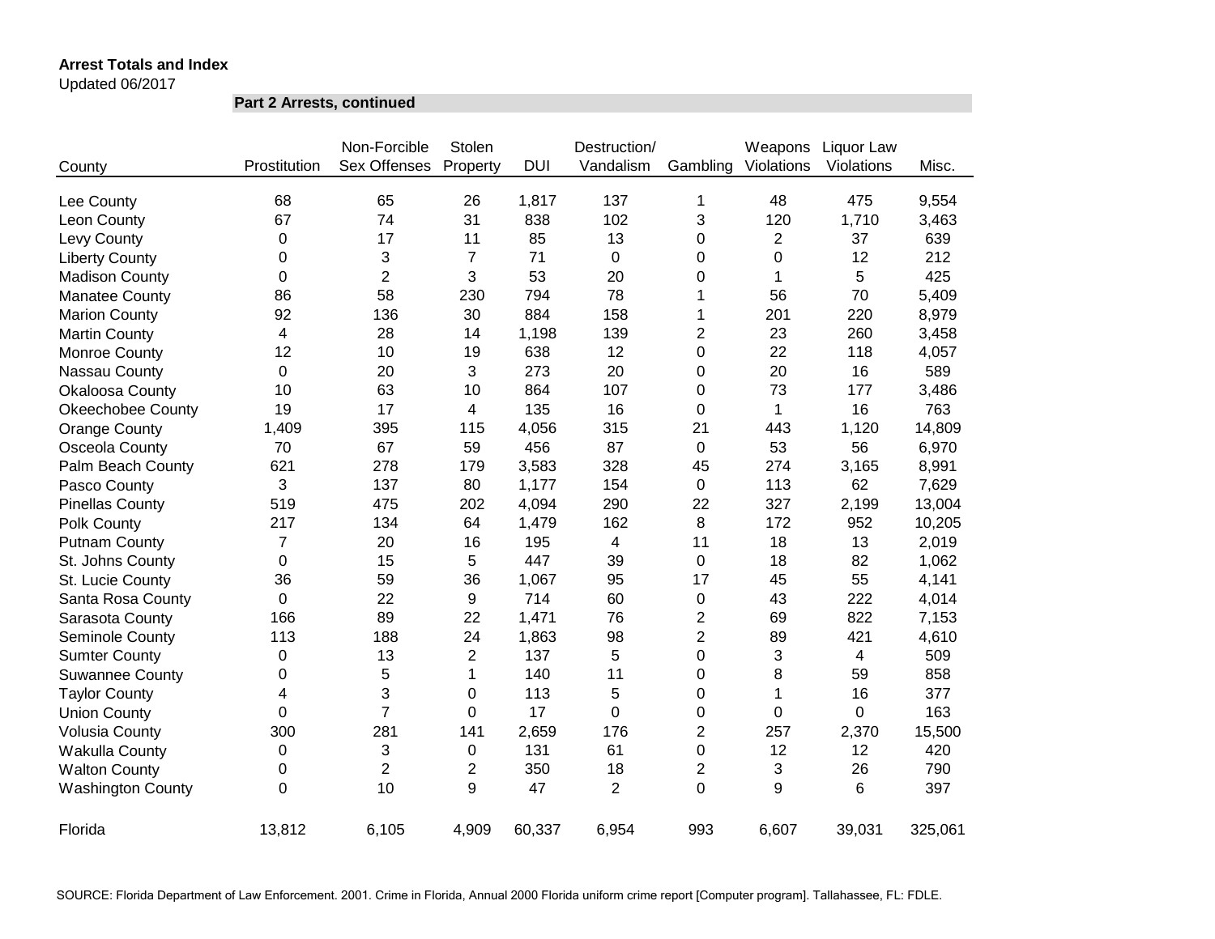**Arrest Totals and Index**

Updated 06/2017

**Part 2 Arrests, continued**

| County | Prostitution | Non-Forcible Sex Offenses | Stolen Property | DUI | Destruction/ Vandalism | Gambling | Weapons Violations | Liquor Law Violations | Misc. |
|---|---|---|---|---|---|---|---|---|---|
| Lee County | 68 | 65 | 26 | 1,817 | 137 | 1 | 48 | 475 | 9,554 |
| Leon County | 67 | 74 | 31 | 838 | 102 | 3 | 120 | 1,710 | 3,463 |
| Levy County | 0 | 17 | 11 | 85 | 13 | 0 | 2 | 37 | 639 |
| Liberty County | 0 | 3 | 7 | 71 | 0 | 0 | 0 | 12 | 212 |
| Madison County | 0 | 2 | 3 | 53 | 20 | 0 | 1 | 5 | 425 |
| Manatee County | 86 | 58 | 230 | 794 | 78 | 1 | 56 | 70 | 5,409 |
| Marion County | 92 | 136 | 30 | 884 | 158 | 1 | 201 | 220 | 8,979 |
| Martin County | 4 | 28 | 14 | 1,198 | 139 | 2 | 23 | 260 | 3,458 |
| Monroe County | 12 | 10 | 19 | 638 | 12 | 0 | 22 | 118 | 4,057 |
| Nassau County | 0 | 20 | 3 | 273 | 20 | 0 | 20 | 16 | 589 |
| Okaloosa County | 10 | 63 | 10 | 864 | 107 | 0 | 73 | 177 | 3,486 |
| Okeechobee County | 19 | 17 | 4 | 135 | 16 | 0 | 1 | 16 | 763 |
| Orange County | 1,409 | 395 | 115 | 4,056 | 315 | 21 | 443 | 1,120 | 14,809 |
| Osceola County | 70 | 67 | 59 | 456 | 87 | 0 | 53 | 56 | 6,970 |
| Palm Beach County | 621 | 278 | 179 | 3,583 | 328 | 45 | 274 | 3,165 | 8,991 |
| Pasco County | 3 | 137 | 80 | 1,177 | 154 | 0 | 113 | 62 | 7,629 |
| Pinellas County | 519 | 475 | 202 | 4,094 | 290 | 22 | 327 | 2,199 | 13,004 |
| Polk County | 217 | 134 | 64 | 1,479 | 162 | 8 | 172 | 952 | 10,205 |
| Putnam County | 7 | 20 | 16 | 195 | 4 | 11 | 18 | 13 | 2,019 |
| St. Johns County | 0 | 15 | 5 | 447 | 39 | 0 | 18 | 82 | 1,062 |
| St. Lucie County | 36 | 59 | 36 | 1,067 | 95 | 17 | 45 | 55 | 4,141 |
| Santa Rosa County | 0 | 22 | 9 | 714 | 60 | 0 | 43 | 222 | 4,014 |
| Sarasota County | 166 | 89 | 22 | 1,471 | 76 | 2 | 69 | 822 | 7,153 |
| Seminole County | 113 | 188 | 24 | 1,863 | 98 | 2 | 89 | 421 | 4,610 |
| Sumter County | 0 | 13 | 2 | 137 | 5 | 0 | 3 | 4 | 509 |
| Suwannee County | 0 | 5 | 1 | 140 | 11 | 0 | 8 | 59 | 858 |
| Taylor County | 4 | 3 | 0 | 113 | 5 | 0 | 1 | 16 | 377 |
| Union County | 0 | 7 | 0 | 17 | 0 | 0 | 0 | 0 | 163 |
| Volusia County | 300 | 281 | 141 | 2,659 | 176 | 2 | 257 | 2,370 | 15,500 |
| Wakulla County | 0 | 3 | 0 | 131 | 61 | 0 | 12 | 12 | 420 |
| Walton County | 0 | 2 | 2 | 350 | 18 | 2 | 3 | 26 | 790 |
| Washington County | 0 | 10 | 9 | 47 | 2 | 0 | 9 | 6 | 397 |
| Florida | 13,812 | 6,105 | 4,909 | 60,337 | 6,954 | 993 | 6,607 | 39,031 | 325,061 |

SOURCE: Florida Department of Law Enforcement. 2001. Crime in Florida, Annual 2000 Florida uniform crime report [Computer program]. Tallahassee, FL: FDLE.